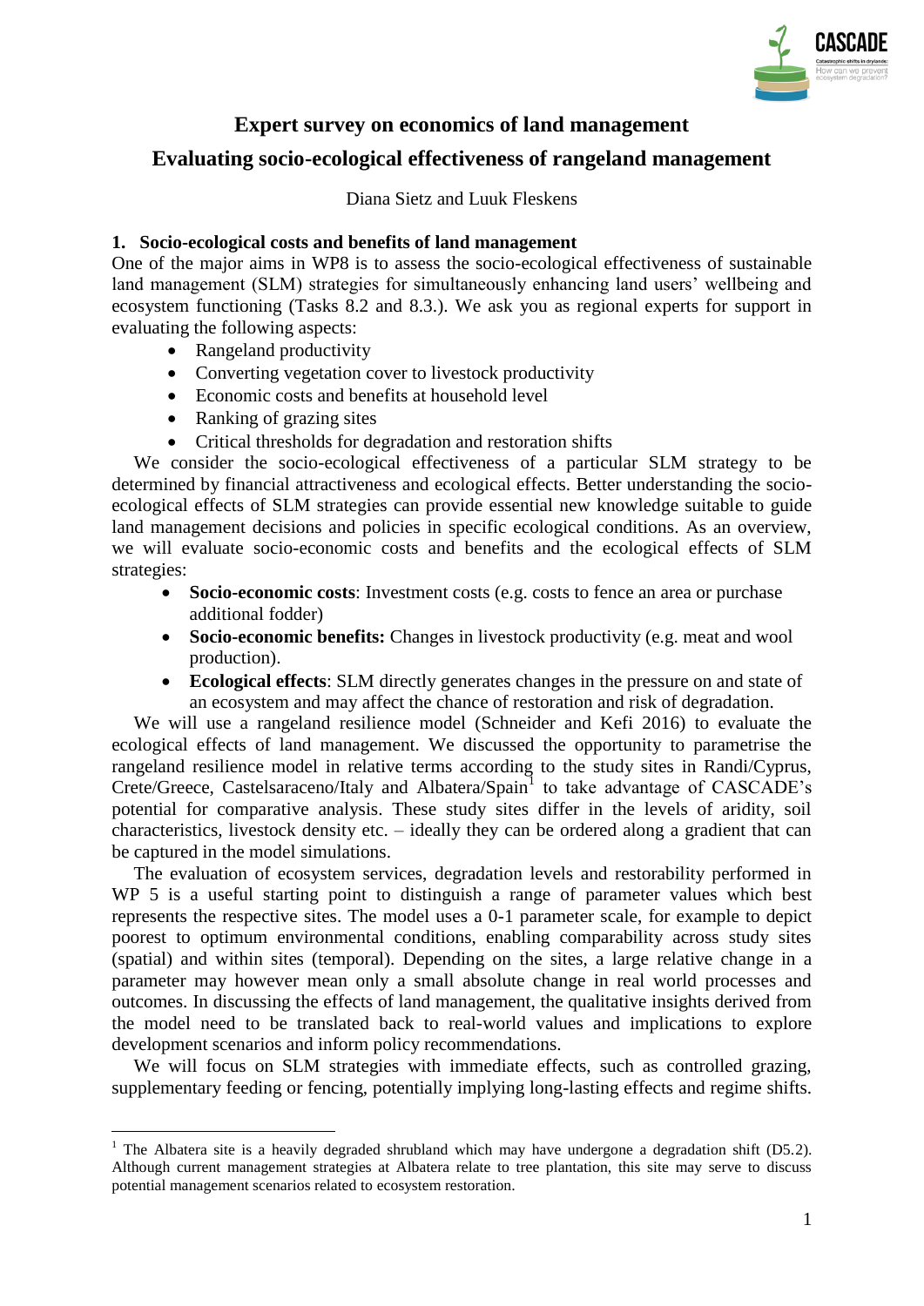# Expert survey on economics of land management

## Evaluating socio-ecological effectiveness of rangeland management

Diana Sietz and Luuk Fleskens

### 1. Socio-ecological costs and benefits of land management

One of the major aims in WP8 is to assess the socio-ecological effectiveness of sustainable land management (SLM) strategies for simultaneously enhancing land users' wellbeing and ecosystem functioning (Tasks 8.2 and 8.3.). We ask you as regional experts for support in evaluating the following aspects:

- Rangeland productivity
- Converting vegetation cover to livestock productivity
- Economic costs and benefits at household level
- Ranking of grazing sites
- Critical thresholds for degradation and restoration shifts

We consider the socio-ecological effectiveness of a particular SLM strategy to be determined by financial attractiveness and ecological effects. Better understanding the socio-ecological effects of SLM strategies can provide essential new knowledge suitable to guide land management decisions and policies in specific ecological conditions. As an overview, we will evaluate socio-economic costs and benefits and the ecological effects of SLM strategies:

- **Socio-economic costs**: Investment costs (e.g. costs to fence an area or purchase additional fodder)
- **Socio-economic benefits:** Changes in livestock productivity (e.g. meat and wool production).
- **Ecological effects**: SLM directly generates changes in the pressure on and state of an ecosystem and may affect the chance of restoration and risk of degradation.

We will use a rangeland resilience model (Schneider and Kefi 2016) to evaluate the ecological effects of land management. We discussed the opportunity to parametrise the rangeland resilience model in relative terms according to the study sites in Randi/Cyprus, Crete/Greece, Castelsaraceno/Italy and Albatera/Spain[1] to take advantage of CASCADE's potential for comparative analysis. These study sites differ in the levels of aridity, soil characteristics, livestock density etc. – ideally they can be ordered along a gradient that can be captured in the model simulations.

The evaluation of ecosystem services, degradation levels and restorability performed in WP 5 is a useful starting point to distinguish a range of parameter values which best represents the respective sites. The model uses a 0-1 parameter scale, for example to depict poorest to optimum environmental conditions, enabling comparability across study sites (spatial) and within sites (temporal). Depending on the sites, a large relative change in a parameter may however mean only a small absolute change in real world processes and outcomes. In discussing the effects of land management, the qualitative insights derived from the model need to be translated back to real-world values and implications to explore development scenarios and inform policy recommendations.

We will focus on SLM strategies with immediate effects, such as controlled grazing, supplementary feeding or fencing, potentially implying long-lasting effects and regime shifts.

---

[1] The Albatera site is a heavily degraded shrubland which may have undergone a degradation shift (D5.2). Although current management strategies at Albatera relate to tree plantation, this site may serve to discuss potential management scenarios related to ecosystem restoration.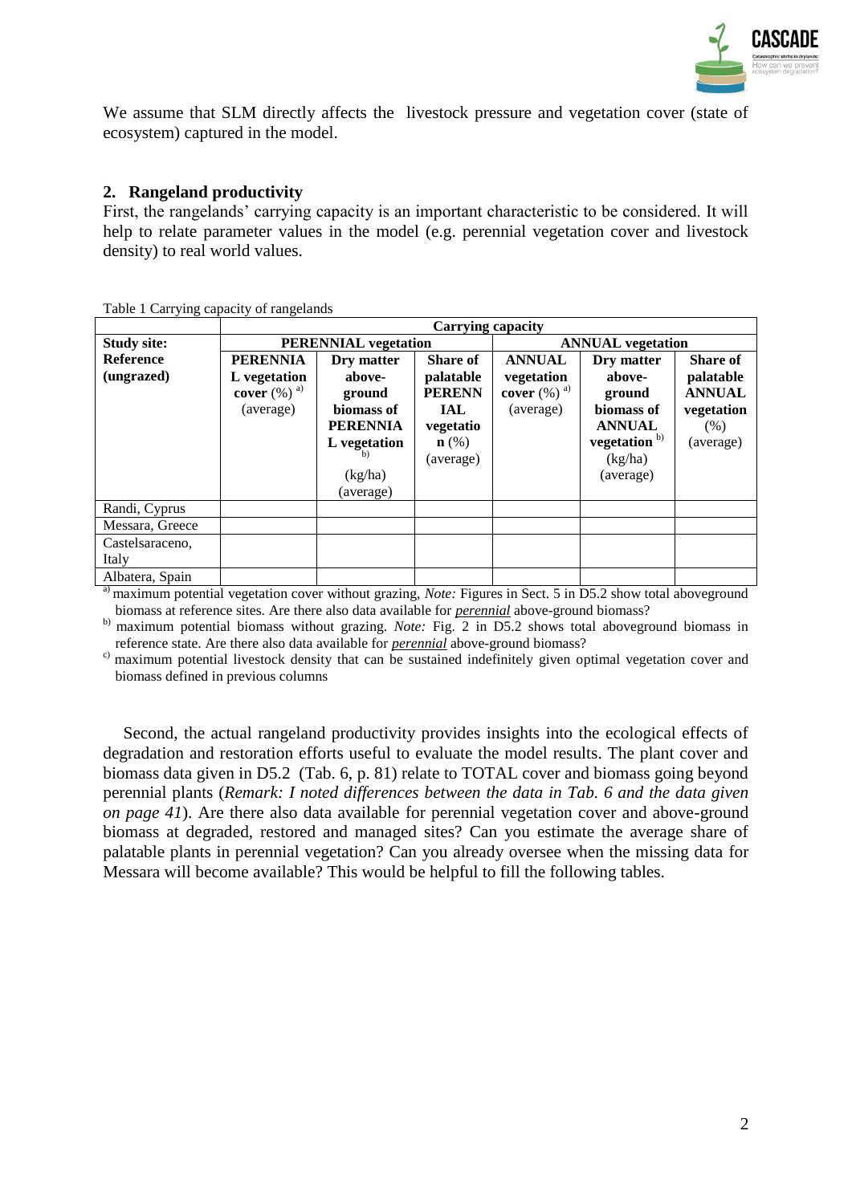We assume that SLM directly affects the livestock pressure and vegetation cover (state of ecosystem) captured in the model.

## 2. Rangeland productivity

First, the rangelands' carrying capacity is an important characteristic to be considered. It will help to relate parameter values in the model (e.g. perennial vegetation cover and livestock density) to real world values.

Table 1 Carrying capacity of rangelands

| | Carrying capacity | | | | | |
|---|---|---|---|---|---|---|
| **Study site:** | **PERENNIAL vegetation** | | | **ANNUAL vegetation** | | |
| **Reference (ungrazed)** | **PERENNIAL vegetation cover** (%) [a] (average) | **Dry matter above-ground biomass of PERENNIAL vegetation** [b] (kg/ha) (average) | **Share of palatable PERENNIAL vegetation** (%) (average) | **ANNUAL vegetation cover** (%) [a] (average) | **Dry matter above-ground biomass of ANNUAL vegetation** [b] (kg/ha) (average) | **Share of palatable ANNUAL vegetation** (%) (average) |
| Randi, Cyprus | | | | | | |
| Messara, Greece | | | | | | |
| Castelsaraceno, Italy | | | | | | |
| Albatera, Spain | | | | | | |

[a] maximum potential vegetation cover without grazing, *Note:* Figures in Sect. 5 in D5.2 show total aboveground biomass at reference sites. Are there also data available for *perennial* above-ground biomass?

[b] maximum potential biomass without grazing. *Note:* Fig. 2 in D5.2 shows total aboveground biomass in reference state. Are there also data available for *perennial* above-ground biomass?

[c] maximum potential livestock density that can be sustained indefinitely given optimal vegetation cover and biomass defined in previous columns

Second, the actual rangeland productivity provides insights into the ecological effects of degradation and restoration efforts useful to evaluate the model results. The plant cover and biomass data given in D5.2 (Tab. 6, p. 81) relate to TOTAL cover and biomass going beyond perennial plants (*Remark: I noted differences between the data in Tab. 6 and the data given on page 41*). Are there also data available for perennial vegetation cover and above-ground biomass at degraded, restored and managed sites? Can you estimate the average share of palatable plants in perennial vegetation? Can you already oversee when the missing data for Messara will become available? This would be helpful to fill the following tables.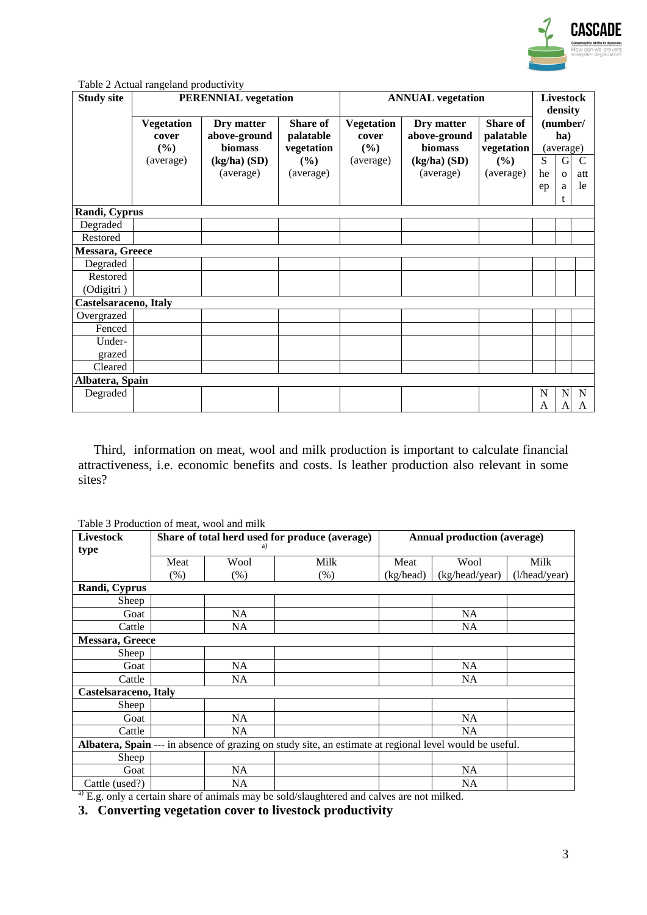Table 2 Actual rangeland productivity

| Study site | PERENNIAL vegetation | | | ANNUAL vegetation | | | Livestock density (number/ha) (average) | | |
|---|---|---|---|---|---|---|---|---|---|
| | **Vegetation cover (%)** (average) | **Dry matter above-ground biomass (kg/ha) (SD)** (average) | **Share of palatable vegetation (%)** (average) | **Vegetation cover (%)** (average) | **Dry matter above-ground biomass (kg/ha) (SD)** (average) | **Share of palatable vegetation (%)** (average) | Sheep | Goat | Cattle |
| **Randi, Cyprus** | | | | | | | | | |
| Degraded | | | | | | | | | |
| Restored | | | | | | | | | |
| **Messara, Greece** | | | | | | | | | |
| Degraded | | | | | | | | | |
| Restored (Odigitri ) | | | | | | | | | |
| **Castelsaraceno, Italy** | | | | | | | | | |
| Overgrazed | | | | | | | | | |
| Fenced | | | | | | | | | |
| Under-grazed | | | | | | | | | |
| Cleared | | | | | | | | | |
| **Albatera, Spain** | | | | | | | | | |
| Degraded | | | | | | | NA | NA | NA |

Third, information on meat, wool and milk production is important to calculate financial attractiveness, i.e. economic benefits and costs. Is leather production also relevant in some sites?

Table 3 Production of meat, wool and milk

| Livestock type | Share of total herd used for produce (average) [a] | | | Annual production (average) | | |
|---|---|---|---|---|---|---|
| | Meat (%) | Wool (%) | Milk (%) | Meat (kg/head) | Wool (kg/head/year) | Milk (l/head/year) |
| **Randi, Cyprus** | | | | | | |
| Sheep | | | | | | |
| Goat | | NA | | | NA | |
| Cattle | | NA | | | NA | |
| **Messara, Greece** | | | | | | |
| Sheep | | | | | | |
| Goat | | NA | | | NA | |
| Cattle | | NA | | | NA | |
| **Castelsaraceno, Italy** | | | | | | |
| Sheep | | | | | | |
| Goat | | NA | | | NA | |
| Cattle | | NA | | | NA | |
| **Albatera, Spain** --- in absence of grazing on study site, an estimate at regional level would be useful. | | | | | | |
| Sheep | | | | | | |
| Goat | | NA | | | NA | |
| Cattle (used?) | | NA | | | NA | |

[a] E.g. only a certain share of animals may be sold/slaughtered and calves are not milked.

## 3. Converting vegetation cover to livestock productivity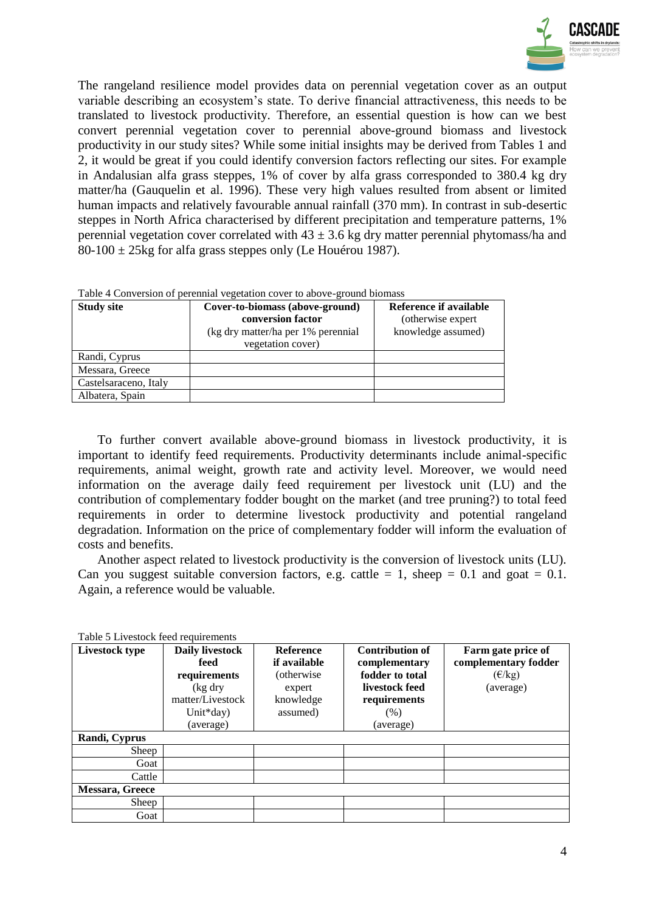The rangeland resilience model provides data on perennial vegetation cover as an output variable describing an ecosystem's state. To derive financial attractiveness, this needs to be translated to livestock productivity. Therefore, an essential question is how can we best convert perennial vegetation cover to perennial above-ground biomass and livestock productivity in our study sites? While some initial insights may be derived from Tables 1 and 2, it would be great if you could identify conversion factors reflecting our sites. For example in Andalusian alfa grass steppes, 1% of cover by alfa grass corresponded to 380.4 kg dry matter/ha (Gauquelin et al. 1996). These very high values resulted from absent or limited human impacts and relatively favourable annual rainfall (370 mm). In contrast in sub-desertic steppes in North Africa characterised by different precipitation and temperature patterns, 1% perennial vegetation cover correlated with $43 \pm 3.6$ kg dry matter perennial phytomass/ha and $80\text{-}100 \pm 25$kg for alfa grass steppes only (Le Houérou 1987).

Table 4 Conversion of perennial vegetation cover to above-ground biomass

| Study site | **Cover-to-biomass (above-ground) conversion factor** (kg dry matter/ha per 1% perennial vegetation cover) | **Reference if available** (otherwise expert knowledge assumed) |
|---|---|---|
| Randi, Cyprus | | |
| Messara, Greece | | |
| Castelsaraceno, Italy | | |
| Albatera, Spain | | |

To further convert available above-ground biomass in livestock productivity, it is important to identify feed requirements. Productivity determinants include animal-specific requirements, animal weight, growth rate and activity level. Moreover, we would need information on the average daily feed requirement per livestock unit (LU) and the contribution of complementary fodder bought on the market (and tree pruning?) to total feed requirements in order to determine livestock productivity and potential rangeland degradation. Information on the price of complementary fodder will inform the evaluation of costs and benefits.

Another aspect related to livestock productivity is the conversion of livestock units (LU). Can you suggest suitable conversion factors, e.g. cattle = 1, sheep = 0.1 and goat = 0.1. Again, a reference would be valuable.

Table 5 Livestock feed requirements

| Livestock type | **Daily livestock feed requirements** (kg dry matter/Livestock Unit*day) (average) | **Reference if available** (otherwise expert knowledge assumed) | **Contribution of complementary fodder to total livestock feed requirements** (%) (average) | **Farm gate price of complementary fodder** (€/kg) (average) |
|---|---|---|---|---|
| **Randi, Cyprus** | | | | |
| Sheep | | | | |
| Goat | | | | |
| Cattle | | | | |
| **Messara, Greece** | | | | |
| Sheep | | | | |
| Goat | | | | |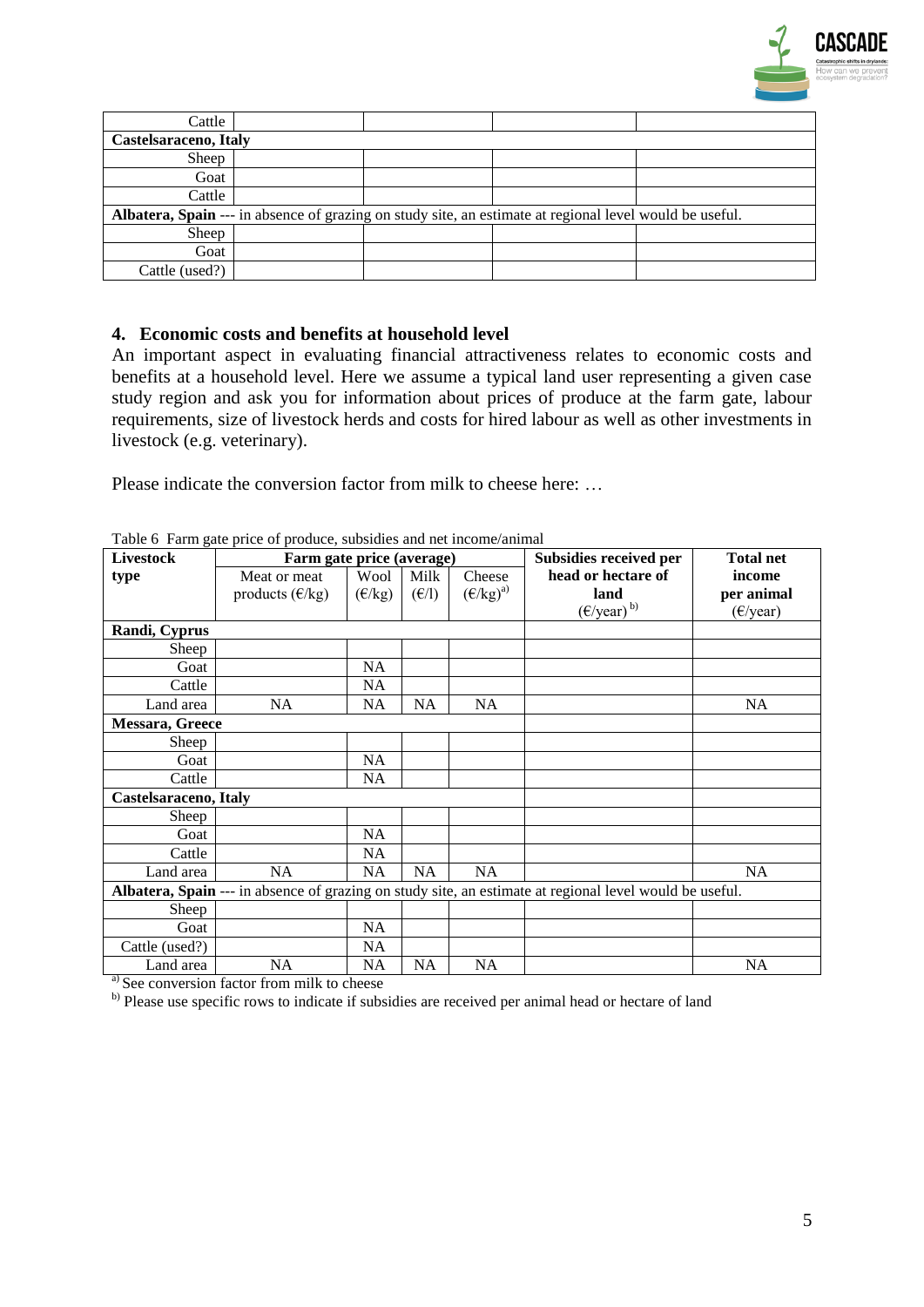| | | | | |
|---|---|---|---|---|
| Cattle | | | | |
| **Castelsaraceno, Italy** | | | | |
| Sheep | | | | |
| Goat | | | | |
| Cattle | | | | |
| **Albatera, Spain** --- in absence of grazing on study site, an estimate at regional level would be useful. | | | | |
| Sheep | | | | |
| Goat | | | | |
| Cattle (used?) | | | | |

## 4. Economic costs and benefits at household level

An important aspect in evaluating financial attractiveness relates to economic costs and benefits at a household level. Here we assume a typical land user representing a given case study region and ask you for information about prices of produce at the farm gate, labour requirements, size of livestock herds and costs for hired labour as well as other investments in livestock (e.g. veterinary).

Please indicate the conversion factor from milk to cheese here: …

Table 6 Farm gate price of produce, subsidies and net income/animal

| **Livestock type** | **Farm gate price (average)** | | | | **Subsidies received per head or hectare of land** (€/year) [b] | **Total net income per animal** (€/year) |
|---|---|---|---|---|---|---|
| | Meat or meat products (€/kg) | Wool (€/kg) | Milk (€/l) | Cheese (€/kg)[a] | | |
| **Randi, Cyprus** | | | | | | |
| Sheep | | | | | | |
| Goat | | NA | | | | |
| Cattle | | NA | | | | |
| Land area | NA | NA | NA | NA | | NA |
| **Messara, Greece** | | | | | | |
| Sheep | | | | | | |
| Goat | | NA | | | | |
| Cattle | | NA | | | | |
| **Castelsaraceno, Italy** | | | | | | |
| Sheep | | | | | | |
| Goat | | NA | | | | |
| Cattle | | NA | | | | |
| Land area | NA | NA | NA | NA | | NA |
| **Albatera, Spain** --- in absence of grazing on study site, an estimate at regional level would be useful. | | | | | | |
| Sheep | | | | | | |
| Goat | | NA | | | | |
| Cattle (used?) | | NA | | | | |
| Land area | NA | NA | NA | NA | | NA |

[a] See conversion factor from milk to cheese

[b] Please use specific rows to indicate if subsidies are received per animal head or hectare of land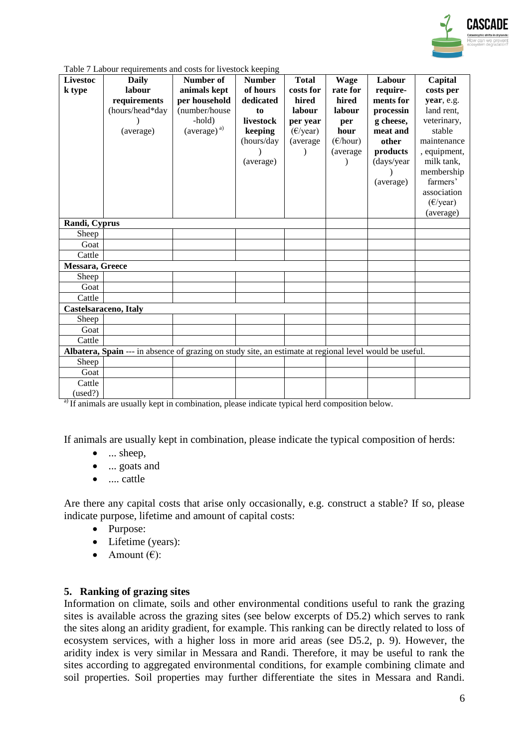Table 7 Labour requirements and costs for livestock keeping

| Livestock type | Daily labour requirements (hours/head*day) (average) | Number of animals kept per household (number/household) (average) [a] | Number of hours dedicated to livestock keeping (hours/day) (average) | Total costs for hired labour per year (€/year) (average) | Wage rate for hired labour per hour (€/hour) (average) | Labour requirements for processing cheese, meat and other products (days/year) (average) | Capital costs per year, e.g. land rent, veterinary, stable maintenance, equipment, milk tank, membership farmers' association (€/year) (average) |
|---|---|---|---|---|---|---|---|
| **Randi, Cyprus** | | | | | | | |
| Sheep | | | | | | | |
| Goat | | | | | | | |
| Cattle | | | | | | | |
| **Messara, Greece** | | | | | | | |
| Sheep | | | | | | | |
| Goat | | | | | | | |
| Cattle | | | | | | | |
| **Castelsaraceno, Italy** | | | | | | | |
| Sheep | | | | | | | |
| Goat | | | | | | | |
| Cattle | | | | | | | |
| **Albatera, Spain** --- in absence of grazing on study site, an estimate at regional level would be useful. | | | | | | | |
| Sheep | | | | | | | |
| Goat | | | | | | | |
| Cattle (used?) | | | | | | | |

[a] If animals are usually kept in combination, please indicate typical herd composition below.

If animals are usually kept in combination, please indicate the typical composition of herds:

- ... sheep,
- ... goats and
- .... cattle

Are there any capital costs that arise only occasionally, e.g. construct a stable? If so, please indicate purpose, lifetime and amount of capital costs:

- Purpose:
- Lifetime (years):
- Amount (€):

## 5. Ranking of grazing sites

Information on climate, soils and other environmental conditions useful to rank the grazing sites is available across the grazing sites (see below excerpts of D5.2) which serves to rank the sites along an aridity gradient, for example. This ranking can be directly related to loss of ecosystem services, with a higher loss in more arid areas (see D5.2, p. 9). However, the aridity index is very similar in Messara and Randi. Therefore, it may be useful to rank the sites according to aggregated environmental conditions, for example combining climate and soil properties. Soil properties may further differentiate the sites in Messara and Randi.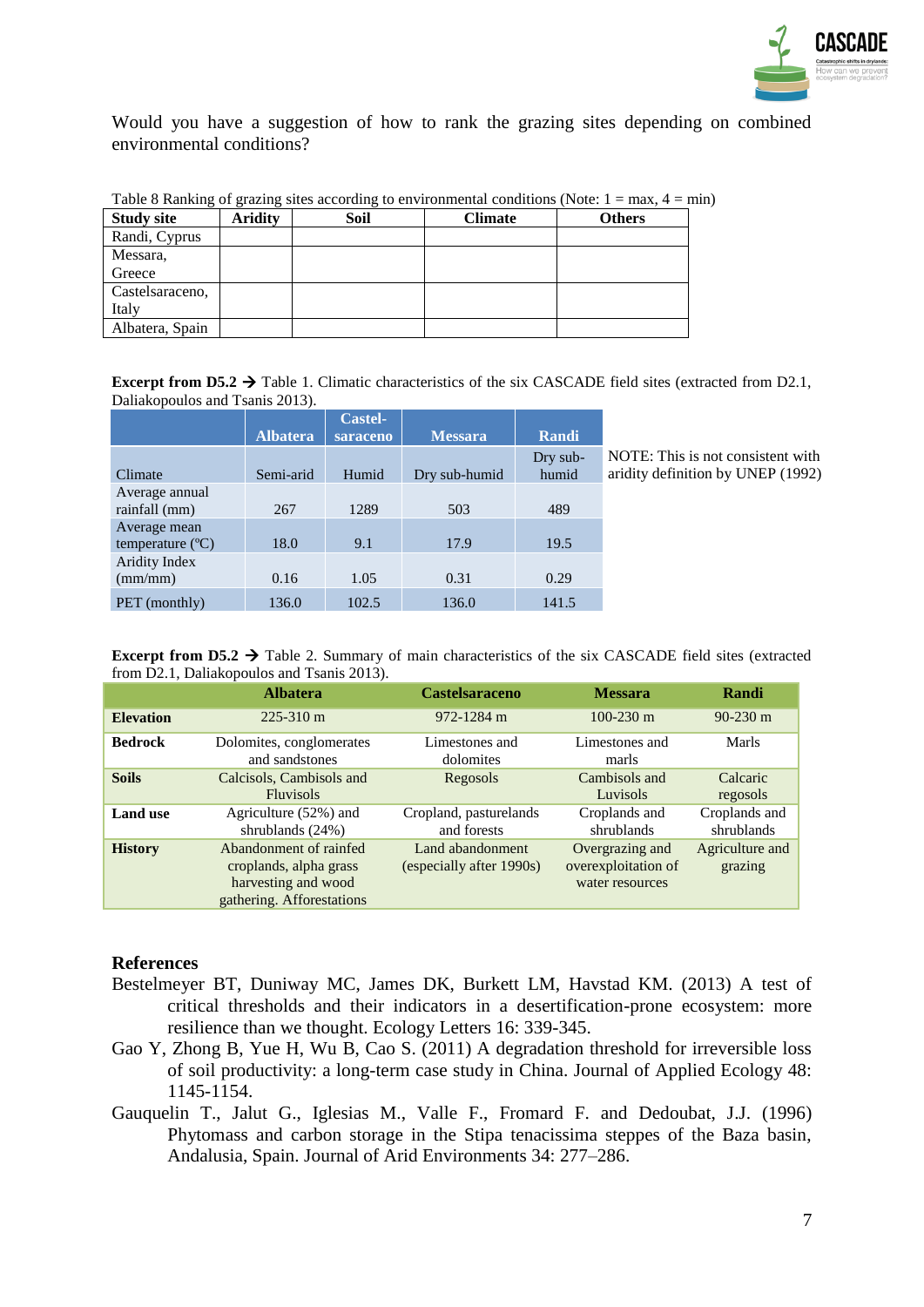Would you have a suggestion of how to rank the grazing sites depending on combined environmental conditions?

Table 8 Ranking of grazing sites according to environmental conditions (Note: 1 = max, 4 = min)

| Study site | Aridity | Soil | Climate | Others |
|---|---|---|---|---|
| Randi, Cyprus | | | | |
| Messara, Greece | | | | |
| Castelsaraceno, Italy | | | | |
| Albatera, Spain | | | | |

**Excerpt from D5.2 →** Table 1. Climatic characteristics of the six CASCADE field sites (extracted from D2.1, Daliakopoulos and Tsanis 2013).

| | Albatera | Castel-saraceno | Messara | Randi |
|---|---|---|---|---|
| Climate | Semi-arid | Humid | Dry sub-humid | Dry sub-humid |
| Average annual rainfall (mm) | 267 | 1289 | 503 | 489 |
| Average mean temperature (ºC) | 18.0 | 9.1 | 17.9 | 19.5 |
| Aridity Index (mm/mm) | 0.16 | 1.05 | 0.31 | 0.29 |
| PET (monthly) | 136.0 | 102.5 | 136.0 | 141.5 |

NOTE: This is not consistent with aridity definition by UNEP (1992)

**Excerpt from D5.2 →** Table 2. Summary of main characteristics of the six CASCADE field sites (extracted from D2.1, Daliakopoulos and Tsanis 2013).

| | Albatera | Castelsaraceno | Messara | Randi |
|---|---|---|---|---|
| **Elevation** | 225-310 m | 972-1284 m | 100-230 m | 90-230 m |
| **Bedrock** | Dolomites, conglomerates and sandstones | Limestones and dolomites | Limestones and marls | Marls |
| **Soils** | Calcisols, Cambisols and Fluvisols | Regosols | Cambisols and Luvisols | Calcaric regosols |
| **Land use** | Agriculture (52%) and shrublands (24%) | Cropland, pasturelands and forests | Croplands and shrublands | Croplands and shrublands |
| **History** | Abandonment of rainfed croplands, alpha grass harvesting and wood gathering. Afforestations | Land abandonment (especially after 1990s) | Overgrazing and overexploitation of water resources | Agriculture and grazing |

## References

Bestelmeyer BT, Duniway MC, James DK, Burkett LM, Havstad KM. (2013) A test of critical thresholds and their indicators in a desertification-prone ecosystem: more resilience than we thought. Ecology Letters 16: 339-345.

Gao Y, Zhong B, Yue H, Wu B, Cao S. (2011) A degradation threshold for irreversible loss of soil productivity: a long-term case study in China. Journal of Applied Ecology 48: 1145-1154.

Gauquelin T., Jalut G., Iglesias M., Valle F., Fromard F. and Dedoubat, J.J. (1996) Phytomass and carbon storage in the Stipa tenacissima steppes of the Baza basin, Andalusia, Spain. Journal of Arid Environments 34: 277–286.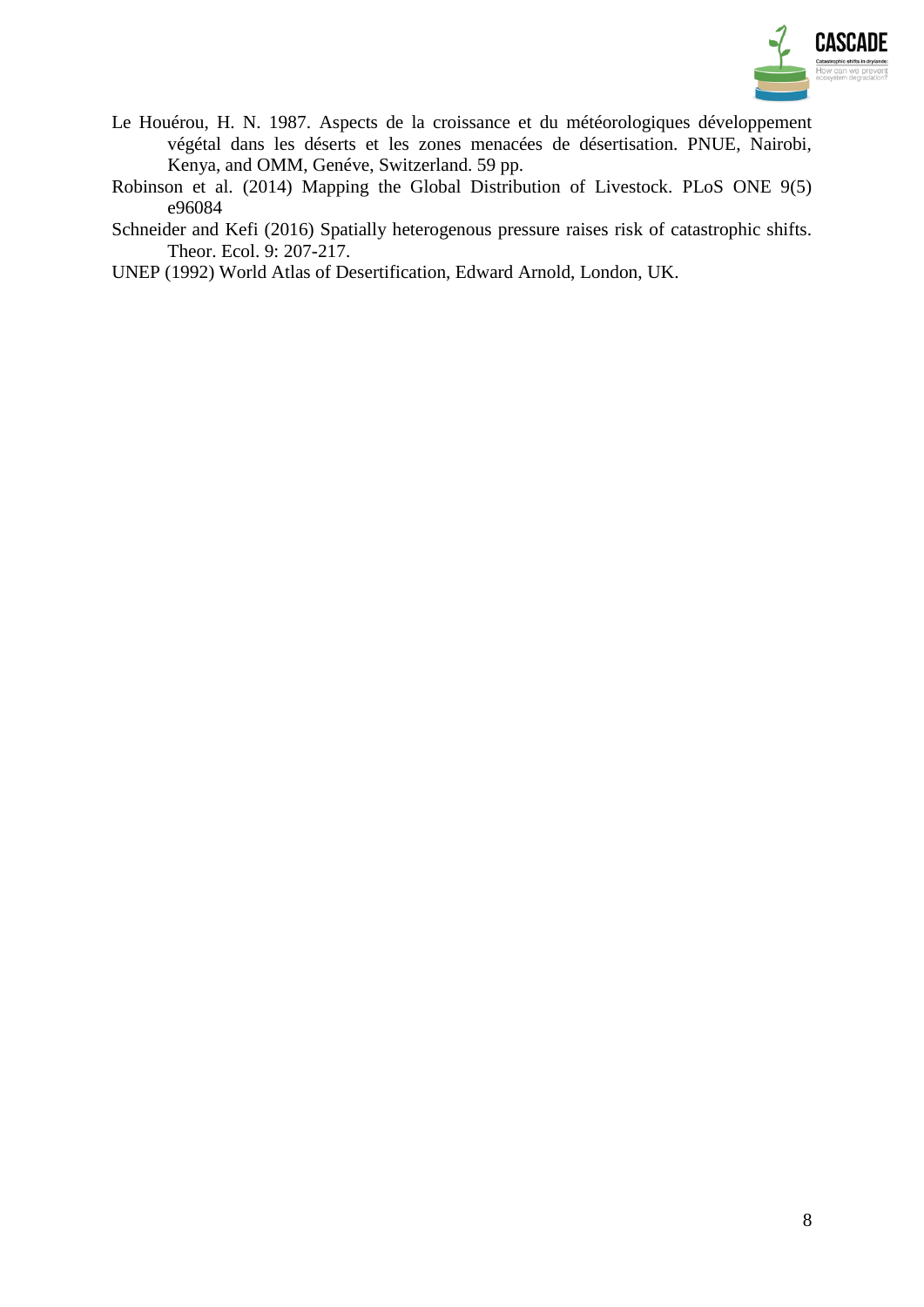Le Houérou, H. N. 1987. Aspects de la croissance et du météorologiques développement végétal dans les déserts et les zones menacées de désertisation. PNUE, Nairobi, Kenya, and OMM, Genéve, Switzerland. 59 pp.

Robinson et al. (2014) Mapping the Global Distribution of Livestock. PLoS ONE 9(5) e96084

Schneider and Kefi (2016) Spatially heterogenous pressure raises risk of catastrophic shifts. Theor. Ecol. 9: 207-217.

UNEP (1992) World Atlas of Desertification, Edward Arnold, London, UK.